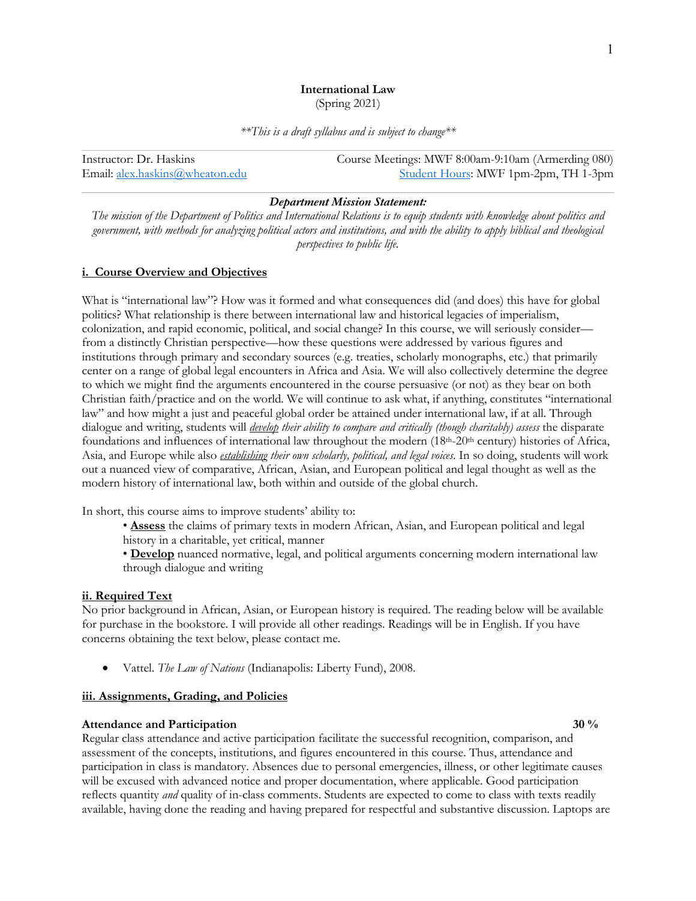# International Law

(Spring 2021)

*\*\*This is a draft syllabus and is subject to change\*\**

Instructor: Dr. Haskins
Email: alex.haskins@wheaton.edu

Course Meetings: MWF 8:00am-9:10am (Armerding 080)
Student Hours: MWF 1pm-2pm, TH 1-3pm

***Department Mission Statement:***

*The mission of the Department of Politics and International Relations is to equip students with knowledge about politics and government, with methods for analyzing political actors and institutions, and with the ability to apply biblical and theological perspectives to public life.*

## i. Course Overview and Objectives

What is "international law"? How was it formed and what consequences did (and does) this have for global politics? What relationship is there between international law and historical legacies of imperialism, colonization, and rapid economic, political, and social change? In this course, we will seriously consider—from a distinctly Christian perspective—how these questions were addressed by various figures and institutions through primary and secondary sources (e.g. treaties, scholarly monographs, etc.) that primarily center on a range of global legal encounters in Africa and Asia. We will also collectively determine the degree to which we might find the arguments encountered in the course persuasive (or not) as they bear on both Christian faith/practice and on the world. We will continue to ask what, if anything, constitutes "international law" and how might a just and peaceful global order be attained under international law, if at all. Through dialogue and writing, students will ***develop** their ability to compare and critically (though charitably) assess* the disparate foundations and influences of international law throughout the modern (18th-20th century) histories of Africa, Asia, and Europe while also ***establishing** their own scholarly, political, and legal voices*. In so doing, students will work out a nuanced view of comparative, African, Asian, and European political and legal thought as well as the modern history of international law, both within and outside of the global church.

In short, this course aims to improve students' ability to:

- **Assess** the claims of primary texts in modern African, Asian, and European political and legal history in a charitable, yet critical, manner
- **Develop** nuanced normative, legal, and political arguments concerning modern international law through dialogue and writing

## ii. Required Text

No prior background in African, Asian, or European history is required. The reading below will be available for purchase in the bookstore. I will provide all other readings. Readings will be in English. If you have concerns obtaining the text below, please contact me.

- Vattel. *The Law of Nations* (Indianapolis: Liberty Fund), 2008.

## iii. Assignments, Grading, and Policies

**Attendance and Participation** **30 %**

Regular class attendance and active participation facilitate the successful recognition, comparison, and assessment of the concepts, institutions, and figures encountered in this course. Thus, attendance and participation in class is mandatory. Absences due to personal emergencies, illness, or other legitimate causes will be excused with advanced notice and proper documentation, where applicable. Good participation reflects quantity *and* quality of in-class comments. Students are expected to come to class with texts readily available, having done the reading and having prepared for respectful and substantive discussion. Laptops are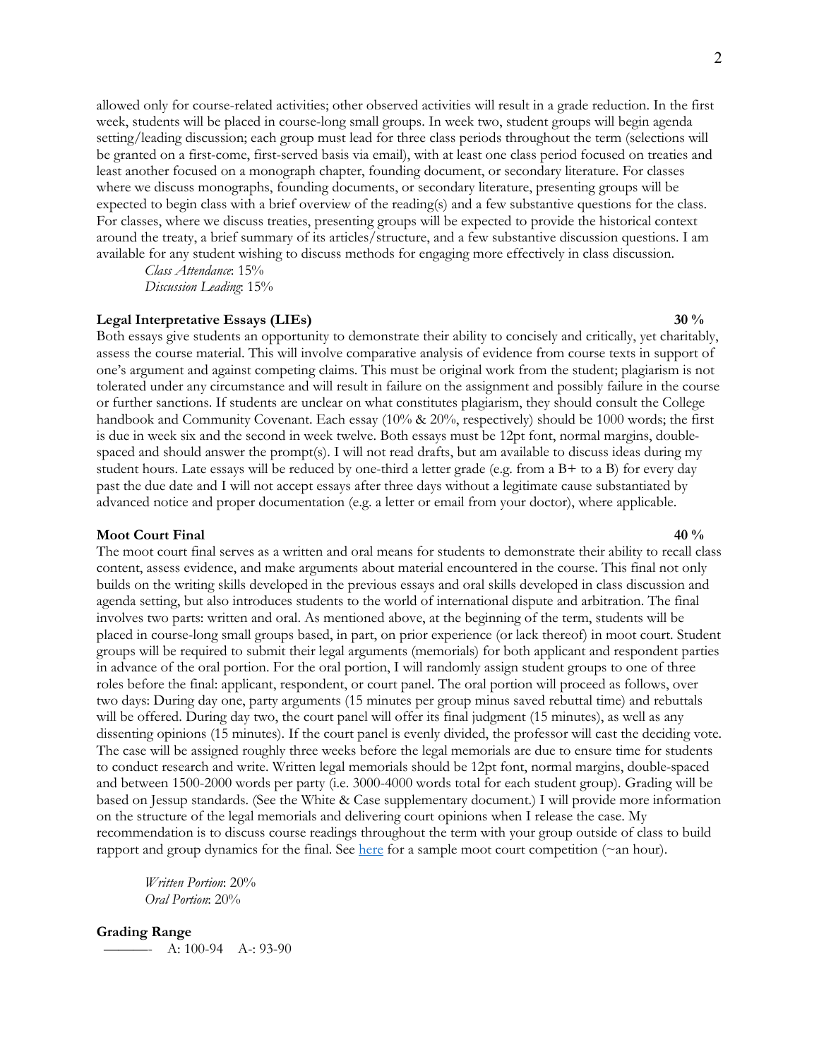allowed only for course-related activities; other observed activities will result in a grade reduction. In the first week, students will be placed in course-long small groups. In week two, student groups will begin agenda setting/leading discussion; each group must lead for three class periods throughout the term (selections will be granted on a first-come, first-served basis via email), with at least one class period focused on treaties and least another focused on a monograph chapter, founding document, or secondary literature. For classes where we discuss monographs, founding documents, or secondary literature, presenting groups will be expected to begin class with a brief overview of the reading(s) and a few substantive questions for the class. For classes, where we discuss treaties, presenting groups will be expected to provide the historical context around the treaty, a brief summary of its articles/structure, and a few substantive discussion questions. I am available for any student wishing to discuss methods for engaging more effectively in class discussion.

*Class Attendance*: 15%
*Discussion Leading*: 15%

**Legal Interpretative Essays (LIEs)** **30 %**

Both essays give students an opportunity to demonstrate their ability to concisely and critically, yet charitably, assess the course material. This will involve comparative analysis of evidence from course texts in support of one's argument and against competing claims. This must be original work from the student; plagiarism is not tolerated under any circumstance and will result in failure on the assignment and possibly failure in the course or further sanctions. If students are unclear on what constitutes plagiarism, they should consult the College handbook and Community Covenant. Each essay (10% & 20%, respectively) should be 1000 words; the first is due in week six and the second in week twelve. Both essays must be 12pt font, normal margins, double-spaced and should answer the prompt(s). I will not read drafts, but am available to discuss ideas during my student hours. Late essays will be reduced by one-third a letter grade (e.g. from a B+ to a B) for every day past the due date and I will not accept essays after three days without a legitimate cause substantiated by advanced notice and proper documentation (e.g. a letter or email from your doctor), where applicable.

**Moot Court Final** **40 %**

The moot court final serves as a written and oral means for students to demonstrate their ability to recall class content, assess evidence, and make arguments about material encountered in the course. This final not only builds on the writing skills developed in the previous essays and oral skills developed in class discussion and agenda setting, but also introduces students to the world of international dispute and arbitration. The final involves two parts: written and oral. As mentioned above, at the beginning of the term, students will be placed in course-long small groups based, in part, on prior experience (or lack thereof) in moot court. Student groups will be required to submit their legal arguments (memorials) for both applicant and respondent parties in advance of the oral portion. For the oral portion, I will randomly assign student groups to one of three roles before the final: applicant, respondent, or court panel. The oral portion will proceed as follows, over two days: During day one, party arguments (15 minutes per group minus saved rebuttal time) and rebuttals will be offered. During day two, the court panel will offer its final judgment (15 minutes), as well as any dissenting opinions (15 minutes). If the court panel is evenly divided, the professor will cast the deciding vote. The case will be assigned roughly three weeks before the legal memorials are due to ensure time for students to conduct research and write. Written legal memorials should be 12pt font, normal margins, double-spaced and between 1500-2000 words per party (i.e. 3000-4000 words total for each student group). Grading will be based on Jessup standards. (See the White & Case supplementary document.) I will provide more information on the structure of the legal memorials and delivering court opinions when I release the case. My recommendation is to discuss course readings throughout the term with your group outside of class to build rapport and group dynamics for the final. See [here] for a sample moot court competition (~an hour).

*Written Portion*: 20%
*Oral Portion*: 20%

**Grading Range**

———- A: 100-94 A-: 93-90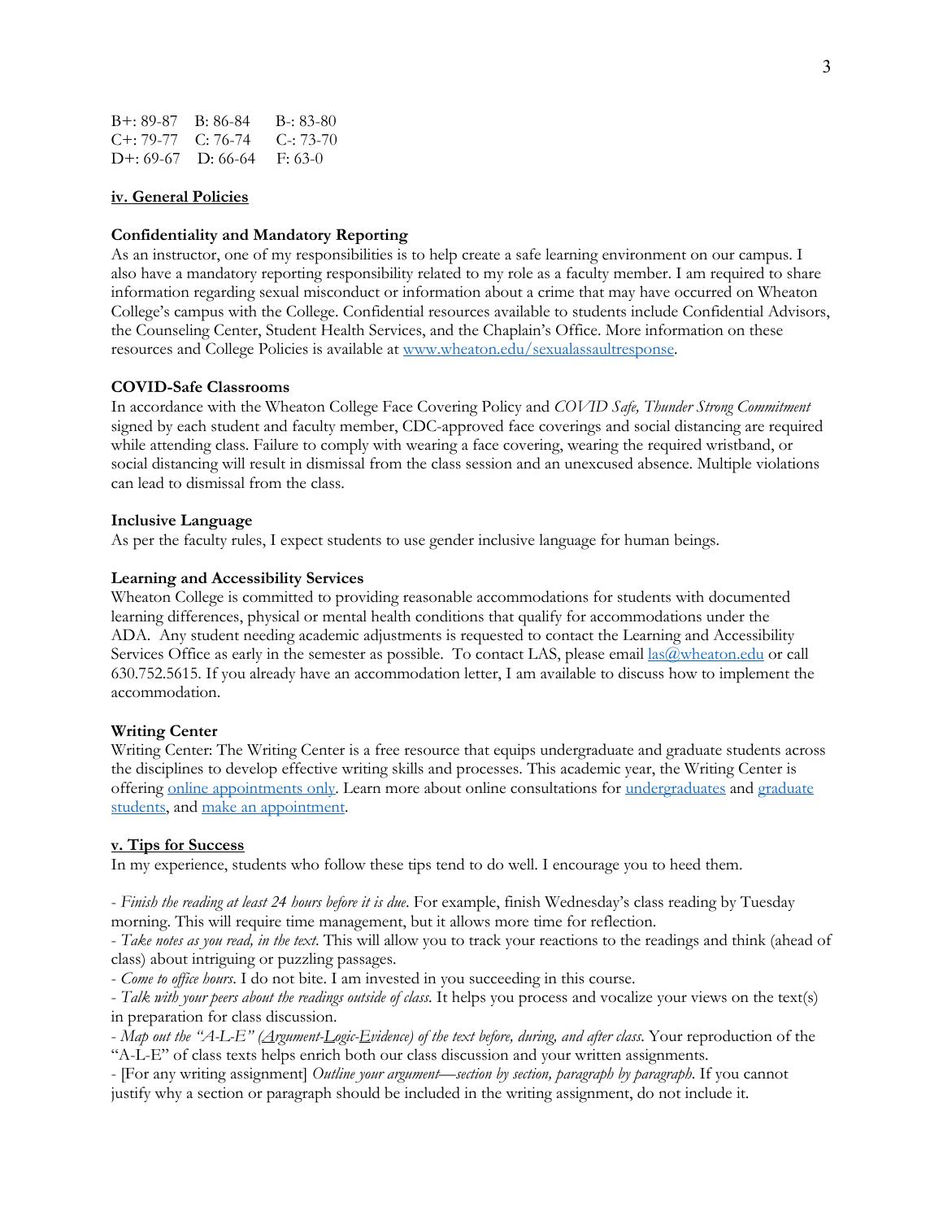| | | |
|---|---|---|
| B+: 89-87 | B: 86-84 | B-: 83-80 |
| C+: 79-77 | C: 76-74 | C-: 73-70 |
| D+: 69-67 | D: 66-64 | F: 63-0 |

## iv. General Policies

### Confidentiality and Mandatory Reporting

As an instructor, one of my responsibilities is to help create a safe learning environment on our campus. I also have a mandatory reporting responsibility related to my role as a faculty member. I am required to share information regarding sexual misconduct or information about a crime that may have occurred on Wheaton College's campus with the College. Confidential resources available to students include Confidential Advisors, the Counseling Center, Student Health Services, and the Chaplain's Office. More information on these resources and College Policies is available at www.wheaton.edu/sexualassaultresponse.

### COVID-Safe Classrooms

In accordance with the Wheaton College Face Covering Policy and *COVID Safe, Thunder Strong Commitment* signed by each student and faculty member, CDC-approved face coverings and social distancing are required while attending class. Failure to comply with wearing a face covering, wearing the required wristband, or social distancing will result in dismissal from the class session and an unexcused absence. Multiple violations can lead to dismissal from the class.

### Inclusive Language

As per the faculty rules, I expect students to use gender inclusive language for human beings.

### Learning and Accessibility Services

Wheaton College is committed to providing reasonable accommodations for students with documented learning differences, physical or mental health conditions that qualify for accommodations under the ADA. Any student needing academic adjustments is requested to contact the Learning and Accessibility Services Office as early in the semester as possible. To contact LAS, please email las@wheaton.edu or call 630.752.5615. If you already have an accommodation letter, I am available to discuss how to implement the accommodation.

### Writing Center

Writing Center: The Writing Center is a free resource that equips undergraduate and graduate students across the disciplines to develop effective writing skills and processes. This academic year, the Writing Center is offering online appointments only. Learn more about online consultations for undergraduates and graduate students, and make an appointment.

## v. Tips for Success

In my experience, students who follow these tips tend to do well. I encourage you to heed them.

- *Finish the reading at least 24 hours before it is due*. For example, finish Wednesday's class reading by Tuesday morning. This will require time management, but it allows more time for reflection.
- *Take notes as you read, in the text*. This will allow you to track your reactions to the readings and think (ahead of class) about intriguing or puzzling passages.
- *Come to office hours*. I do not bite. I am invested in you succeeding in this course.
- *Talk with your peers about the readings outside of class*. It helps you process and vocalize your views on the text(s) in preparation for class discussion.
- *Map out the "A-L-E" (Argument-Logic-Evidence) of the text before, during, and after class*. Your reproduction of the "A-L-E" of class texts helps enrich both our class discussion and your written assignments.
- [For any writing assignment] *Outline your argument—section by section, paragraph by paragraph*. If you cannot justify why a section or paragraph should be included in the writing assignment, do not include it.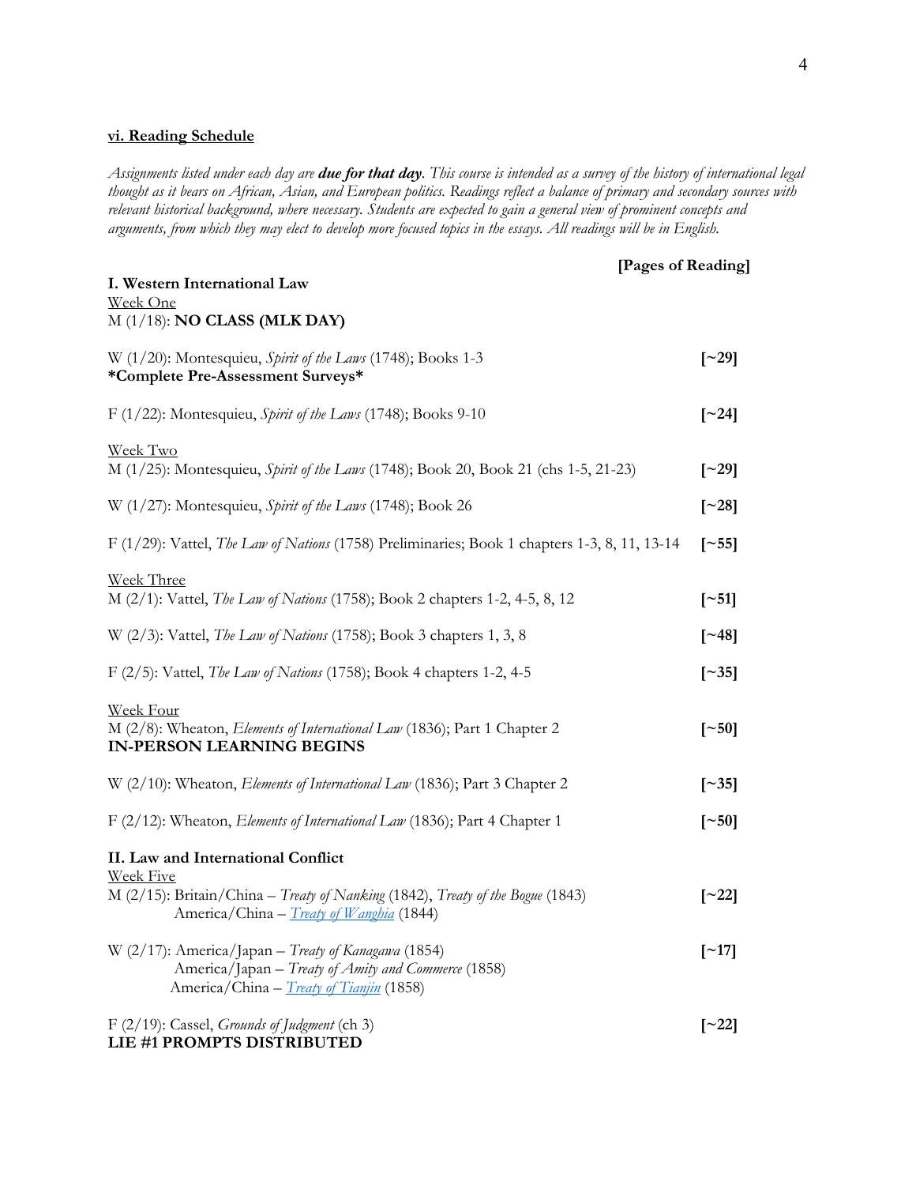### vi. Reading Schedule

*Assignments listed under each day are **due for that day**. This course is intended as a survey of the history of international legal thought as it bears on African, Asian, and European politics. Readings reflect a balance of primary and secondary sources with relevant historical background, where necessary. Students are expected to gain a general view of prominent concepts and arguments, from which they may elect to develop more focused topics in the essays. All readings will be in English.*

**[Pages of Reading]**

**I. Western International Law**

Week One

M (1/18): **NO CLASS (MLK DAY)**

W (1/20): Montesquieu, *Spirit of the Laws* (1748); Books 1-3 **[~29]**
**\*Complete Pre-Assessment Surveys\***

F (1/22): Montesquieu, *Spirit of the Laws* (1748); Books 9-10 **[~24]**

Week Two

M (1/25): Montesquieu, *Spirit of the Laws* (1748); Book 20, Book 21 (chs 1-5, 21-23) **[~29]**

W (1/27): Montesquieu, *Spirit of the Laws* (1748); Book 26 **[~28]**

F (1/29): Vattel, *The Law of Nations* (1758) Preliminaries; Book 1 chapters 1-3, 8, 11, 13-14 **[~55]**

Week Three

M (2/1): Vattel, *The Law of Nations* (1758); Book 2 chapters 1-2, 4-5, 8, 12 **[~51]**

W (2/3): Vattel, *The Law of Nations* (1758); Book 3 chapters 1, 3, 8 **[~48]**

F (2/5): Vattel, *The Law of Nations* (1758); Book 4 chapters 1-2, 4-5 **[~35]**

Week Four

M (2/8): Wheaton, *Elements of International Law* (1836); Part 1 Chapter 2 **[~50]**
**IN-PERSON LEARNING BEGINS**

W (2/10): Wheaton, *Elements of International Law* (1836); Part 3 Chapter 2 **[~35]**

F (2/12): Wheaton, *Elements of International Law* (1836); Part 4 Chapter 1 **[~50]**

**II. Law and International Conflict**

Week Five

M (2/15): Britain/China – *Treaty of Nanking* (1842), *Treaty of the Bogue* (1843) **[~22]**
America/China – *Treaty of Wanghia* (1844)

W (2/17): America/Japan – *Treaty of Kanagawa* (1854) **[~17]**
America/Japan – *Treaty of Amity and Commerce* (1858)
America/China – *Treaty of Tianjin* (1858)

F (2/19): Cassel, *Grounds of Judgment* (ch 3) **[~22]**
**LIE #1 PROMPTS DISTRIBUTED**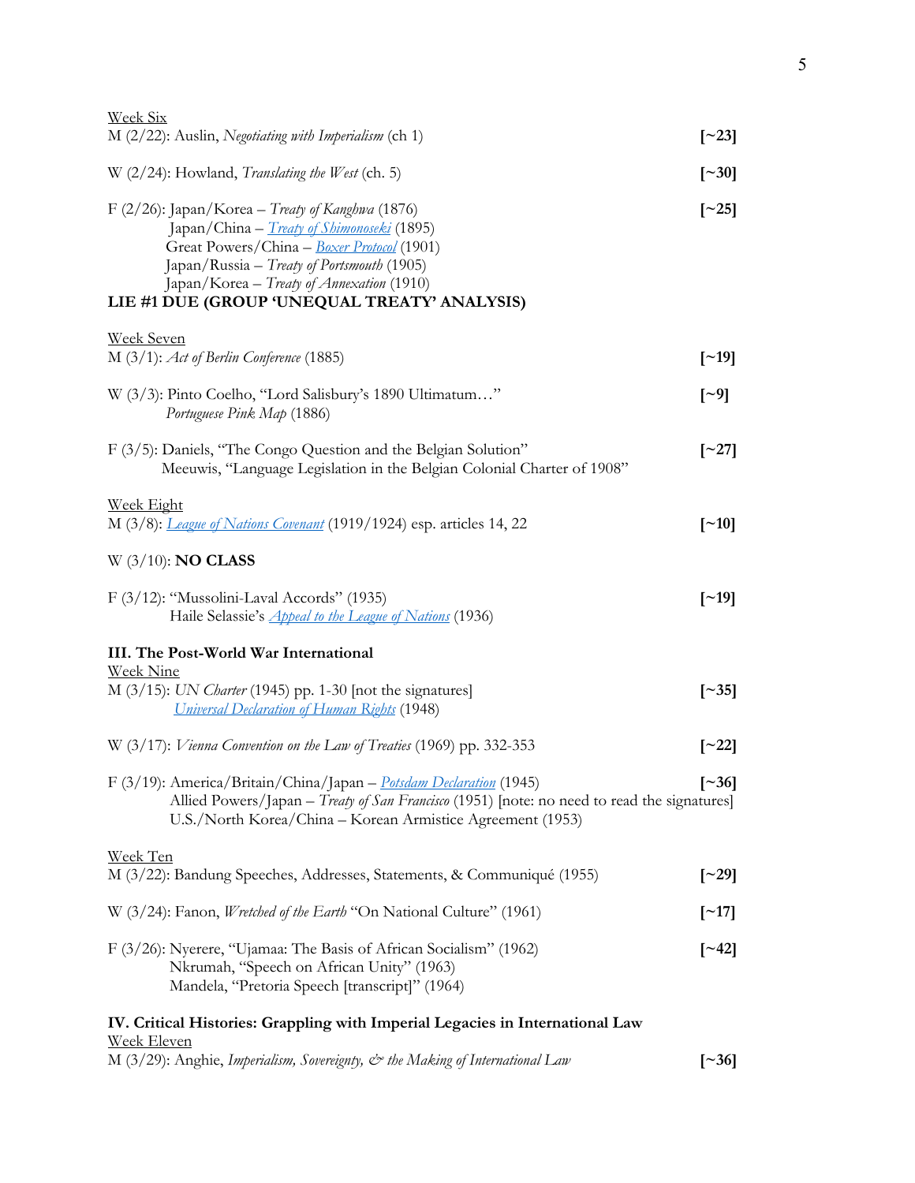<u>Week Six</u>
M (2/22): Auslin, *Negotiating with Imperialism* (ch 1) **[~23]**

W (2/24): Howland, *Translating the West* (ch. 5) **[~30]**

F (2/26): Japan/Korea – *Treaty of Kanghwa* (1876) **[~25]**
Japan/China – *Treaty of Shimonoseki* (1895)
Great Powers/China – *Boxer Protocol* (1901)
Japan/Russia – *Treaty of Portsmouth* (1905)
Japan/Korea – *Treaty of Annexation* (1910)

**LIE #1 DUE (GROUP 'UNEQUAL TREATY' ANALYSIS)**

<u>Week Seven</u>
M (3/1): *Act of Berlin Conference* (1885) **[~19]**

W (3/3): Pinto Coelho, "Lord Salisbury's 1890 Ultimatum…" **[~9]**
*Portuguese Pink Map* (1886)

F (3/5): Daniels, "The Congo Question and the Belgian Solution" **[~27]**
Meeuwis, "Language Legislation in the Belgian Colonial Charter of 1908"

<u>Week Eight</u>
M (3/8): *League of Nations Covenant* (1919/1924) esp. articles 14, 22 **[~10]**

W (3/10): **NO CLASS**

F (3/12): "Mussolini-Laval Accords" (1935) **[~19]**
Haile Selassie's *Appeal to the League of Nations* (1936)

### III. The Post-World War International

<u>Week Nine</u>
M (3/15): *UN Charter* (1945) pp. 1-30 [not the signatures] **[~35]**
*Universal Declaration of Human Rights* (1948)

W (3/17): *Vienna Convention on the Law of Treaties* (1969) pp. 332-353 **[~22]**

F (3/19): America/Britain/China/Japan – *Potsdam Declaration* (1945) **[~36]**
Allied Powers/Japan – *Treaty of San Francisco* (1951) [note: no need to read the signatures]
U.S./North Korea/China – Korean Armistice Agreement (1953)

<u>Week Ten</u>
M (3/22): Bandung Speeches, Addresses, Statements, & Communiqué (1955) **[~29]**

W (3/24): Fanon, *Wretched of the Earth* "On National Culture" (1961) **[~17]**

F (3/26): Nyerere, "Ujamaa: The Basis of African Socialism" (1962) **[~42]**
Nkrumah, "Speech on African Unity" (1963)
Mandela, "Pretoria Speech [transcript]" (1964)

### IV. Critical Histories: Grappling with Imperial Legacies in International Law

<u>Week Eleven</u>
M (3/29): Anghie, *Imperialism, Sovereignty, & the Making of International Law* **[~36]**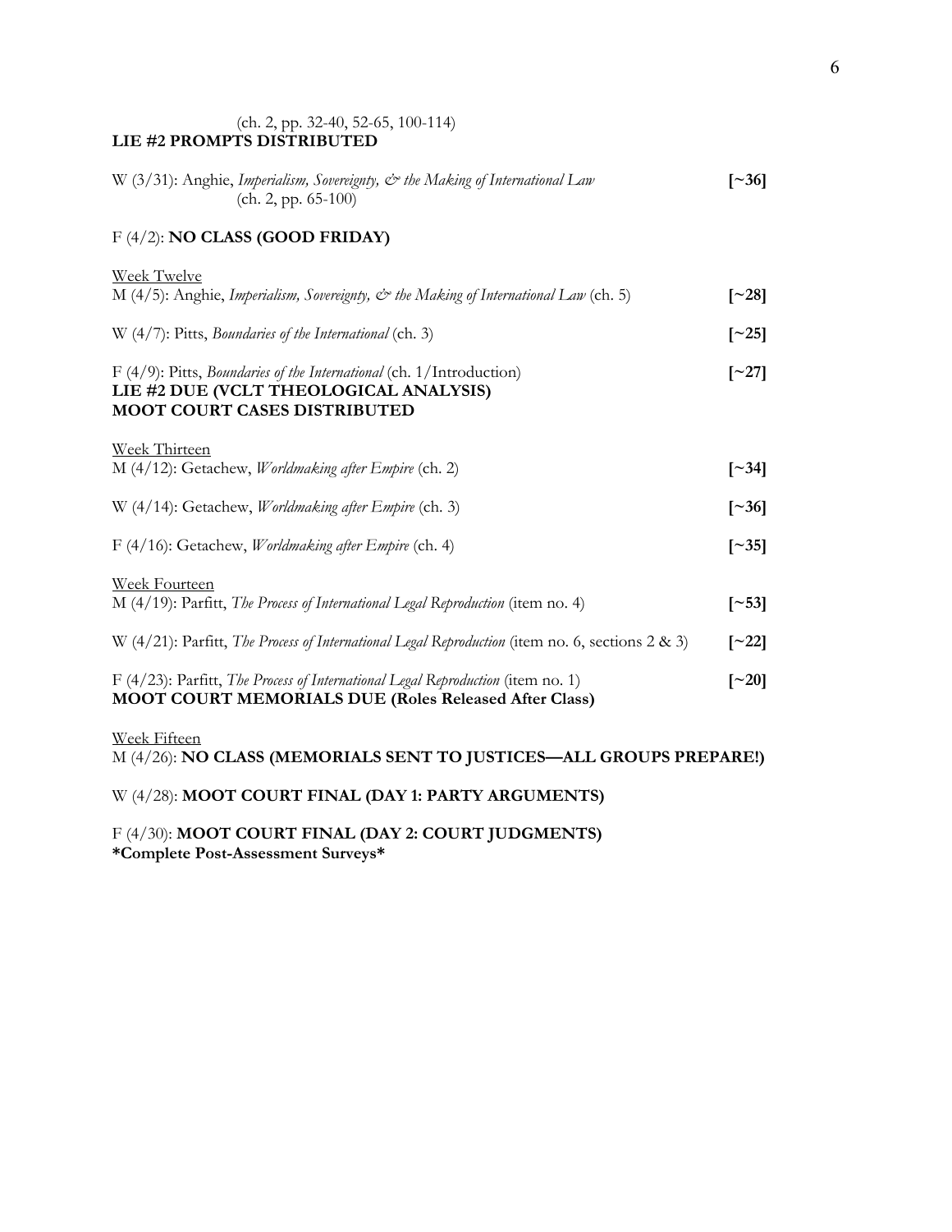(ch. 2, pp. 32-40, 52-65, 100-114)
**LIE #2 PROMPTS DISTRIBUTED**

W (3/31): Anghie, *Imperialism, Sovereignty, & the Making of International Law* (ch. 2, pp. 65-100) **[~36]**

F (4/2): **NO CLASS (GOOD FRIDAY)**

Week Twelve

M (4/5): Anghie, *Imperialism, Sovereignty, & the Making of International Law* (ch. 5) **[~28]**

W (4/7): Pitts, *Boundaries of the International* (ch. 3) **[~25]**

F (4/9): Pitts, *Boundaries of the International* (ch. 1/Introduction) **[~27]**
**LIE #2 DUE (VCLT THEOLOGICAL ANALYSIS)**
**MOOT COURT CASES DISTRIBUTED**

Week Thirteen

M (4/12): Getachew, *Worldmaking after Empire* (ch. 2) **[~34]**

W (4/14): Getachew, *Worldmaking after Empire* (ch. 3) **[~36]**

F (4/16): Getachew, *Worldmaking after Empire* (ch. 4) **[~35]**

Week Fourteen

M (4/19): Parfitt, *The Process of International Legal Reproduction* (item no. 4) **[~53]**

W (4/21): Parfitt, *The Process of International Legal Reproduction* (item no. 6, sections 2 & 3) **[~22]**

F (4/23): Parfitt, *The Process of International Legal Reproduction* (item no. 1) **[~20]**
**MOOT COURT MEMORIALS DUE (Roles Released After Class)**

Week Fifteen

M (4/26): **NO CLASS (MEMORIALS SENT TO JUSTICES—ALL GROUPS PREPARE!)**

W (4/28): **MOOT COURT FINAL (DAY 1: PARTY ARGUMENTS)**

F (4/30): **MOOT COURT FINAL (DAY 2: COURT JUDGMENTS)**
***Complete Post-Assessment Surveys***